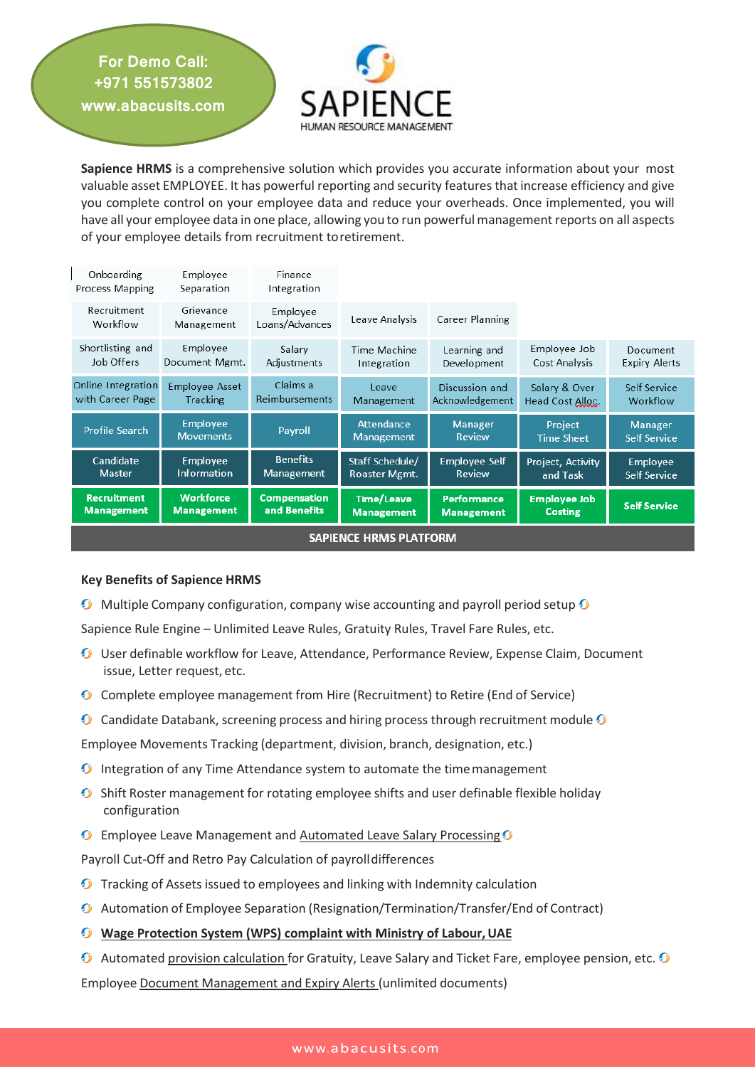**For Demo Call:**
**+971 551573802**
**www.abacusits.com**

# SAPIENCE
HUMAN RESOURCE MANAGEMENT

**Sapience HRMS** is a comprehensive solution which provides you accurate information about your most valuable asset EMPLOYEE. It has powerful reporting and security features that increase efficiency and give you complete control on your employee data and reduce your overheads. Once implemented, you will have all your employee data in one place, allowing you to run powerful management reports on all aspects of your employee details from recruitment to retirement.

| | | | | | | |
|---|---|---|---|---|---|---|
| Onboarding Process Mapping | Employee Separation | Finance Integration | | | | |
| Recruitment Workflow | Grievance Management | Employee Loans/Advances | Leave Analysis | Career Planning | | |
| Shortlisting and Job Offers | Employee Document Mgmt. | Salary Adjustments | Time Machine Integration | Learning and Development | Employee Job Cost Analysis | Document Expiry Alerts |
| Online Integration with Career Page | Employee Asset Tracking | Claims a Reimbursements | Leave Management | Discussion and Acknowledgement | Salary & Over Head Cost Alloc. | Self Service Workflow |
| Profile Search | Employee Movements | Payroll | Attendance Management | Manager Review | Project Time Sheet | Manager Self Service |
| Candidate Master | Employee Information | Benefits Management | Staff Schedule/ Roaster Mgmt. | Employee Self Review | Project, Activity and Task | Employee Self Service |
| **Recruitment Management** | **Workforce Management** | **Compensation and Benefits** | **Time/Leave Management** | **Performance Management** | **Employee Job Costing** | **Self Service** |

**SAPIENCE HRMS PLATFORM**

### Key Benefits of Sapience HRMS

- Multiple Company configuration, company wise accounting and payroll period setup
- Sapience Rule Engine – Unlimited Leave Rules, Gratuity Rules, Travel Fare Rules, etc.
- User definable workflow for Leave, Attendance, Performance Review, Expense Claim, Document issue, Letter request, etc.
- Complete employee management from Hire (Recruitment) to Retire (End of Service)
- Candidate Databank, screening process and hiring process through recruitment module
- Employee Movements Tracking (department, division, branch, designation, etc.)
- Integration of any Time Attendance system to automate the time management
- Shift Roster management for rotating employee shifts and user definable flexible holiday configuration
- Employee Leave Management and Automated Leave Salary Processing
- Payroll Cut-Off and Retro Pay Calculation of payroll differences
- Tracking of Assets issued to employees and linking with Indemnity calculation
- Automation of Employee Separation (Resignation/Termination/Transfer/End of Contract)
- **Wage Protection System (WPS) complaint with Ministry of Labour, UAE**
- Automated provision calculation for Gratuity, Leave Salary and Ticket Fare, employee pension, etc.
- Employee Document Management and Expiry Alerts (unlimited documents)

www.abacusits.com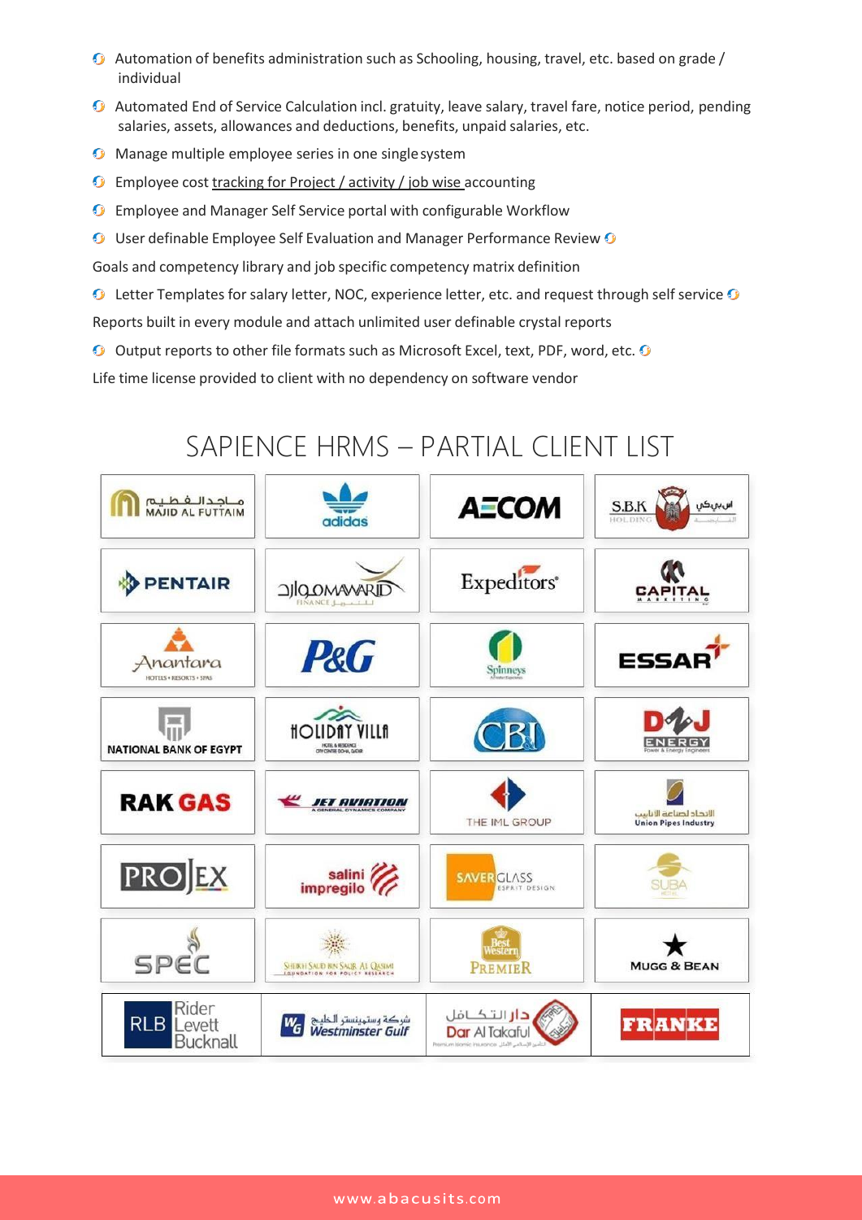- Automation of benefits administration such as Schooling, housing, travel, etc. based on grade / individual
- Automated End of Service Calculation incl. gratuity, leave salary, travel fare, notice period, pending salaries, assets, allowances and deductions, benefits, unpaid salaries, etc.
- Manage multiple employee series in one single system
- Employee cost tracking for Project / activity / job wise accounting
- Employee and Manager Self Service portal with configurable Workflow
- User definable Employee Self Evaluation and Manager Performance Review
- Goals and competency library and job specific competency matrix definition
- Letter Templates for salary letter, NOC, experience letter, etc. and request through self service
- Reports built in every module and attach unlimited user definable crystal reports
- Output reports to other file formats such as Microsoft Excel, text, PDF, word, etc.
- Life time license provided to client with no dependency on software vendor

# SAPIENCE HRMS – PARTIAL CLIENT LIST

| | | | |
|---|---|---|---|
| ماجد الفطيم MAJID AL FUTTAIM | adidas | AECOM | S.B.K HOLDING اس بي كي القابضة |
| PENTAIR | OMAWARID FINANCE | Expeditors | CAPITAL MARKETING |
| Anantara HOTELS • RESORTS • SPAS | P&G | Spinneys | ESSAR |
| NATIONAL BANK OF EGYPT | HOLIDAY VILLA | CBI | D&J ENERGY Power & Energy Engineers |
| RAK GAS | JET AVIATION A GENERAL DYNAMICS COMPANY | THE IML GROUP | الاتحاد لصناعة الانابيب Union Pipes Industry |
| PROJEX | salini impregilo | SAVERGLASS ESPRIT DESIGN | SUBA |
| SPEC | SHEIKH SAUD BIN SAQR AL QASIMI FOUNDATION FOR POLICY RESEARCH | Best Western PREMIER | MUGG & BEAN |
| RLB Rider Levett Bucknall | شركة وستمنستر الخليج Westminster Gulf | دار التكافل Dar Al Takaful | FRANKE |